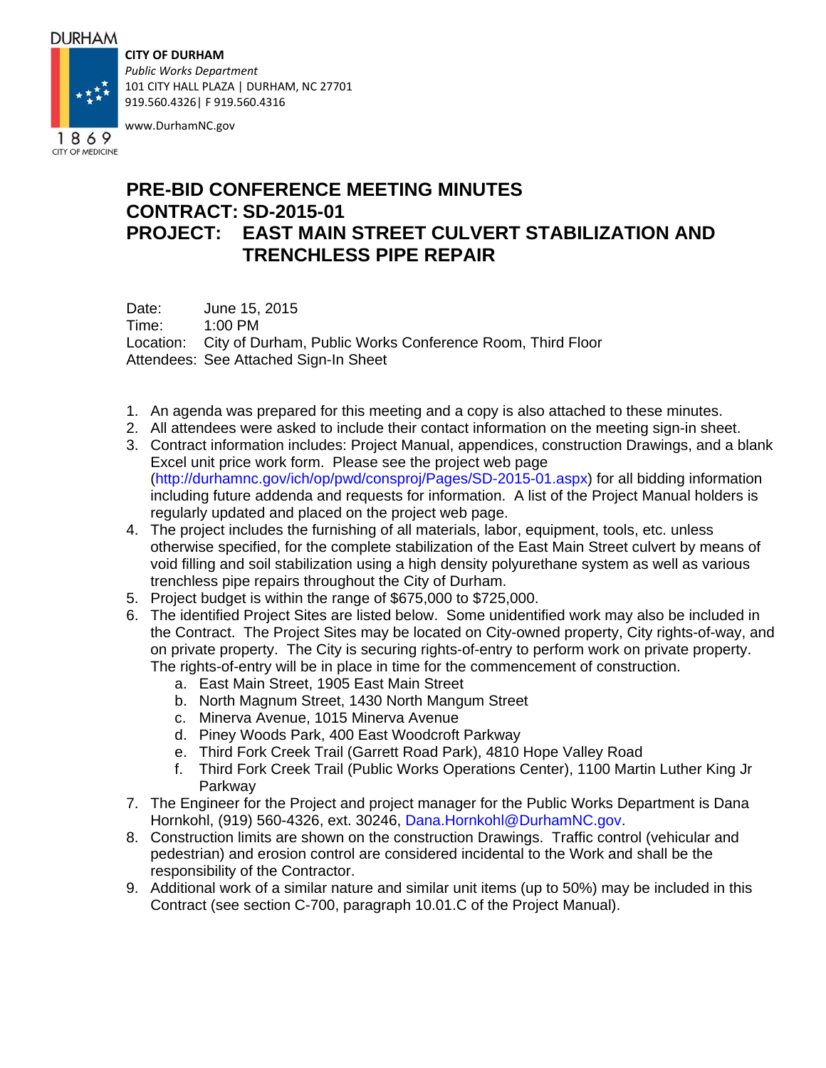DURHAM

1869
CITY OF MEDICINE

**CITY OF DURHAM**
*Public Works Department*
101 CITY HALL PLAZA | DURHAM, NC 27701
919.560.4326| F 919.560.4316

www.DurhamNC.gov

# PRE-BID CONFERENCE MEETING MINUTES
# CONTRACT: SD-2015-01
# PROJECT: EAST MAIN STREET CULVERT STABILIZATION AND TRENCHLESS PIPE REPAIR

Date: June 15, 2015
Time: 1:00 PM
Location: City of Durham, Public Works Conference Room, Third Floor
Attendees: See Attached Sign-In Sheet

1. An agenda was prepared for this meeting and a copy is also attached to these minutes.
2. All attendees were asked to include their contact information on the meeting sign-in sheet.
3. Contract information includes: Project Manual, appendices, construction Drawings, and a blank Excel unit price work form. Please see the project web page (http://durhamnc.gov/ich/op/pwd/consproj/Pages/SD-2015-01.aspx) for all bidding information including future addenda and requests for information. A list of the Project Manual holders is regularly updated and placed on the project web page.
4. The project includes the furnishing of all materials, labor, equipment, tools, etc. unless otherwise specified, for the complete stabilization of the East Main Street culvert by means of void filling and soil stabilization using a high density polyurethane system as well as various trenchless pipe repairs throughout the City of Durham.
5. Project budget is within the range of $675,000 to $725,000.
6. The identified Project Sites are listed below. Some unidentified work may also be included in the Contract. The Project Sites may be located on City-owned property, City rights-of-way, and on private property. The City is securing rights-of-entry to perform work on private property. The rights-of-entry will be in place in time for the commencement of construction.
   a. East Main Street, 1905 East Main Street
   b. North Magnum Street, 1430 North Mangum Street
   c. Minerva Avenue, 1015 Minerva Avenue
   d. Piney Woods Park, 400 East Woodcroft Parkway
   e. Third Fork Creek Trail (Garrett Road Park), 4810 Hope Valley Road
   f. Third Fork Creek Trail (Public Works Operations Center), 1100 Martin Luther King Jr Parkway
7. The Engineer for the Project and project manager for the Public Works Department is Dana Hornkohl, (919) 560-4326, ext. 30246, Dana.Hornkohl@DurhamNC.gov.
8. Construction limits are shown on the construction Drawings. Traffic control (vehicular and pedestrian) and erosion control are considered incidental to the Work and shall be the responsibility of the Contractor.
9. Additional work of a similar nature and similar unit items (up to 50%) may be included in this Contract (see section C-700, paragraph 10.01.C of the Project Manual).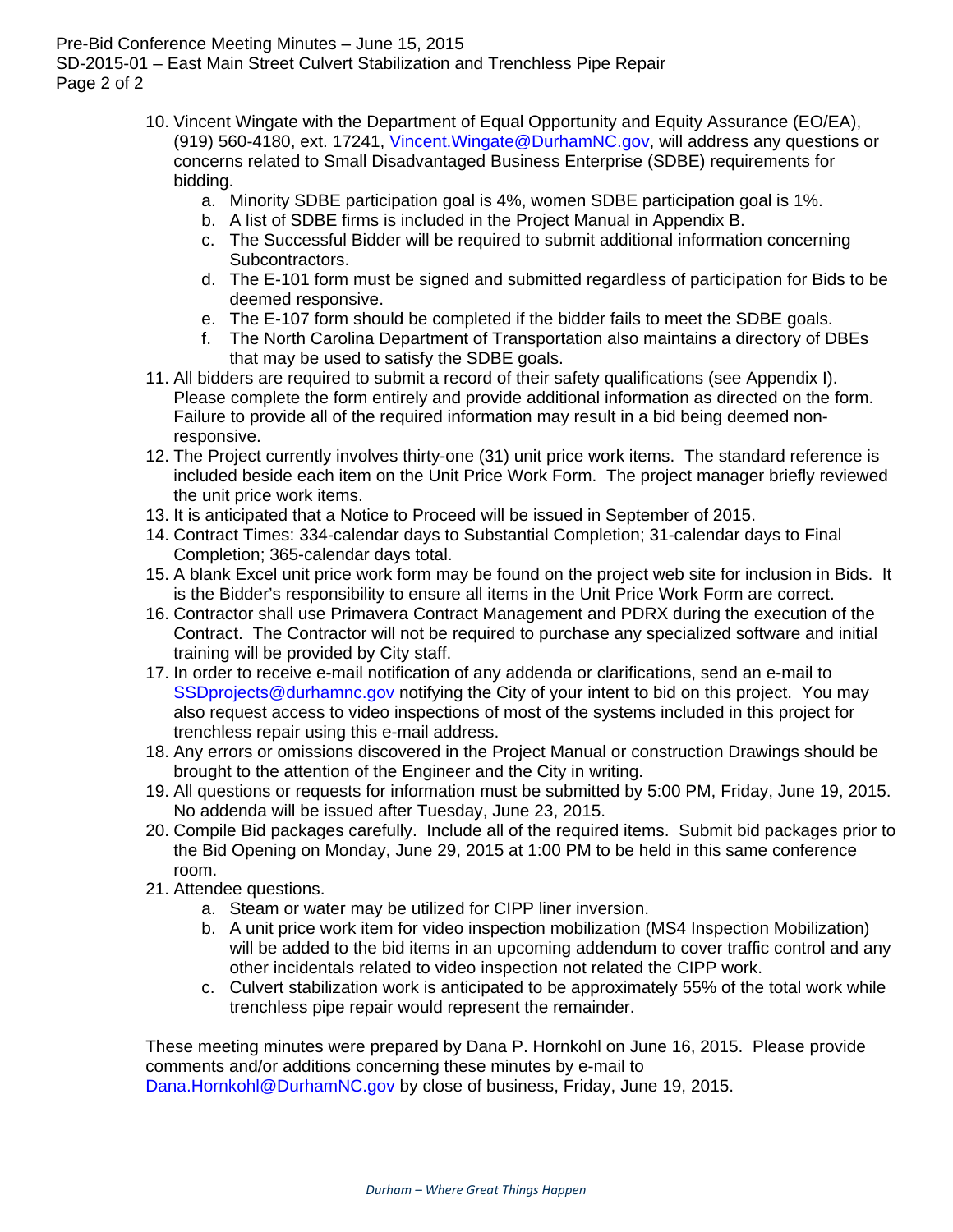10. Vincent Wingate with the Department of Equal Opportunity and Equity Assurance (EO/EA), (919) 560-4180, ext. 17241, Vincent.Wingate@DurhamNC.gov, will address any questions or concerns related to Small Disadvantaged Business Enterprise (SDBE) requirements for bidding.
    a. Minority SDBE participation goal is 4%, women SDBE participation goal is 1%.
    b. A list of SDBE firms is included in the Project Manual in Appendix B.
    c. The Successful Bidder will be required to submit additional information concerning Subcontractors.
    d. The E-101 form must be signed and submitted regardless of participation for Bids to be deemed responsive.
    e. The E-107 form should be completed if the bidder fails to meet the SDBE goals.
    f. The North Carolina Department of Transportation also maintains a directory of DBEs that may be used to satisfy the SDBE goals.
11. All bidders are required to submit a record of their safety qualifications (see Appendix I). Please complete the form entirely and provide additional information as directed on the form. Failure to provide all of the required information may result in a bid being deemed non-responsive.
12. The Project currently involves thirty-one (31) unit price work items. The standard reference is included beside each item on the Unit Price Work Form. The project manager briefly reviewed the unit price work items.
13. It is anticipated that a Notice to Proceed will be issued in September of 2015.
14. Contract Times: 334-calendar days to Substantial Completion; 31-calendar days to Final Completion; 365-calendar days total.
15. A blank Excel unit price work form may be found on the project web site for inclusion in Bids. It is the Bidder's responsibility to ensure all items in the Unit Price Work Form are correct.
16. Contractor shall use Primavera Contract Management and PDRX during the execution of the Contract. The Contractor will not be required to purchase any specialized software and initial training will be provided by City staff.
17. In order to receive e-mail notification of any addenda or clarifications, send an e-mail to SSDprojects@durhamnc.gov notifying the City of your intent to bid on this project. You may also request access to video inspections of most of the systems included in this project for trenchless repair using this e-mail address.
18. Any errors or omissions discovered in the Project Manual or construction Drawings should be brought to the attention of the Engineer and the City in writing.
19. All questions or requests for information must be submitted by 5:00 PM, Friday, June 19, 2015. No addenda will be issued after Tuesday, June 23, 2015.
20. Compile Bid packages carefully. Include all of the required items. Submit bid packages prior to the Bid Opening on Monday, June 29, 2015 at 1:00 PM to be held in this same conference room.
21. Attendee questions.
    a. Steam or water may be utilized for CIPP liner inversion.
    b. A unit price work item for video inspection mobilization (MS4 Inspection Mobilization) will be added to the bid items in an upcoming addendum to cover traffic control and any other incidentals related to video inspection not related the CIPP work.
    c. Culvert stabilization work is anticipated to be approximately 55% of the total work while trenchless pipe repair would represent the remainder.

These meeting minutes were prepared by Dana P. Hornkohl on June 16, 2015. Please provide comments and/or additions concerning these minutes by e-mail to Dana.Hornkohl@DurhamNC.gov by close of business, Friday, June 19, 2015.